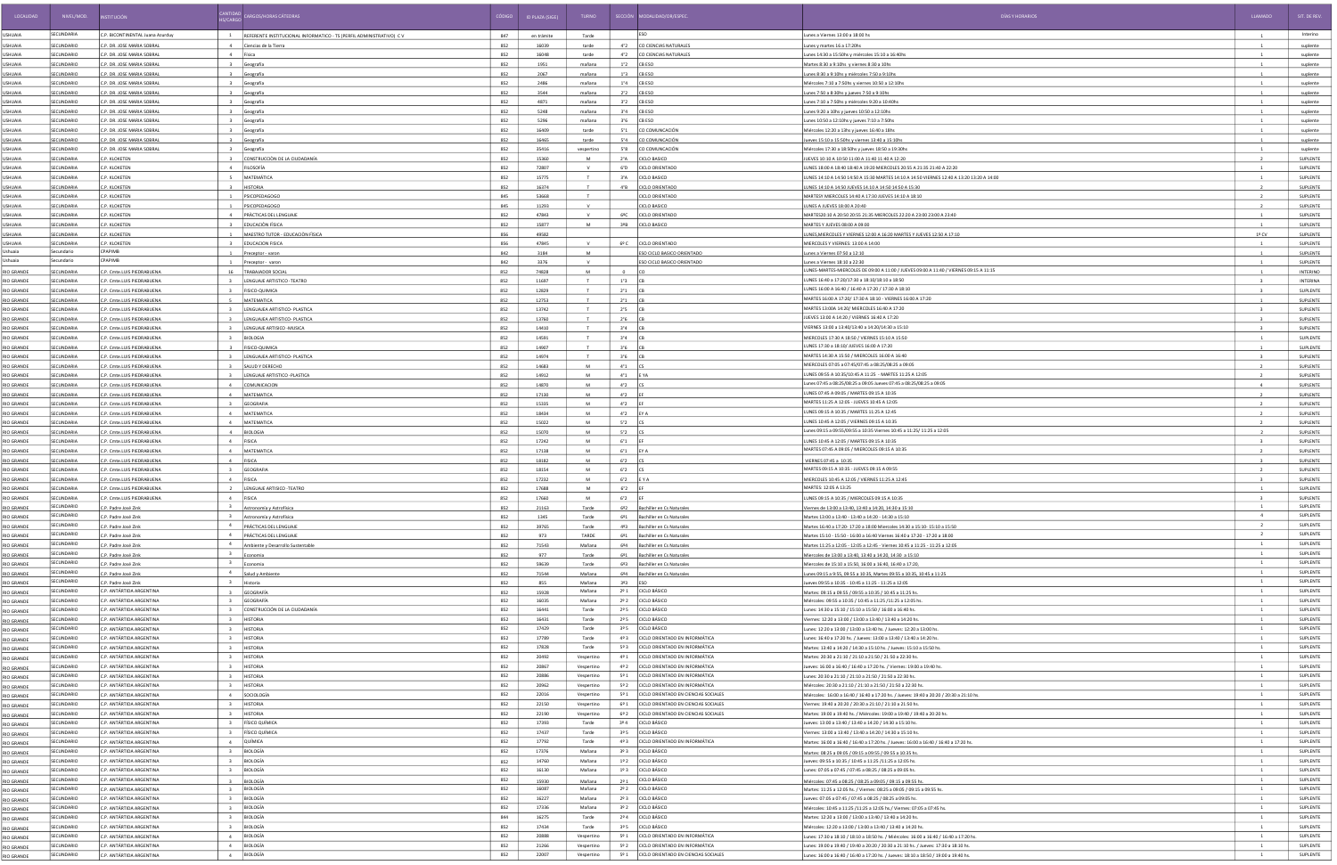| LOCALIDAD | NIVEL/MOD. | INSTITUCIÓN | CANTIDAD HS/CARGO | CARGOS/HORAS CÁTEDRAS | CÓDIGO | ID PLAZA (SIGE) | TURNO | SECCIÓN | MODALIDAD/OR/ESPEC. | DÍAS Y HORARIOS | LLAMADO | SIT. DE REV. |
|---|---|---|---|---|---|---|---|---|---|---|---|---|
| USHUAIA | SECUNDARIO | C.P. BICONTINENTAL Juana Azurduy | 1 | REFERENTE INSTITUCIONAL INFORMATICO - TS (PERFIL ADMINISTRATIVO) C.V | 847 | en trámite | Tarde | | ESO | Lunes a Viernes 13:00 a 18:00 hs | 1 | Interino |
| USHUAIA | SECUNDARIO | C.P. DR. JOSE MARIA SOBRAL | 4 | Ciencias de la Tierra | 852 | 38039 | tarde | 4°2 | CO CIENCIAS NATURALES | Lunes y martes 16 a 17:20hs | 1 | suplente |
| USHUAIA | SECUNDARIO | C.P. DR. JOSE MARIA SOBRAL | 4 | Física | 852 | 38048 | tarde | 4°2 | CO CIENCIAS NATURALES | Lunes 14:30 a 15:50hs y miércoles 15:10 a 16:40hs | 1 | suplente |
| USHUAIA | SECUNDARIO | C.P. DR. JOSE MARIA SOBRAL | 3 | Geografía | 852 | 1951 | mañana | 1°2 | CB ESO | Martes 8:30 a 9:10hs y viernes 8:10 a 10hs | 1 | suplente |
| USHUAIA | SECUNDARIO | C.P. DR. JOSE MARIA SOBRAL | 3 | Geografía | 852 | 2067 | mañana | 1°3 | CB ESO | Lunes 8:30 a 9:10hs y miércoles 7:50 a 9:10hs | 1 | suplente |
| USHUAIA | SECUNDARIO | C.P. DR. JOSE MARIA SOBRAL | 3 | Geografía | 852 | 2486 | mañana | 1°4 | CB ESO | Miércoles 7:10 a 7:50hs y viernes 10:50 a 12:10hs | 1 | suplente |
| USHUAIA | SECUNDARIO | C.P. DR. JOSE MARIA SOBRAL | 3 | Geografía | 852 | 3544 | mañana | 2°2 | CB ESO | Lunes 7:50 a 8:30hs y jueves 7:50 a 9:10hs | 1 | suplente |
| USHUAIA | SECUNDARIO | C.P. DR. JOSE MARIA SOBRAL | 3 | Geografía | 852 | 4871 | mañana | 3°2 | CB ESO | Lunes 7:10 a 7:50hs y miércoles 9:20 a 10:40hs | 1 | suplente |
| USHUAIA | SECUNDARIO | C.P. DR. JOSE MARIA SOBRAL | 3 | Geografía | 852 | 5248 | mañana | 3°4 | CB ESO | Lunes 9:20 a 10hs y jueves 10:50 a 12:10hs | 1 | suplente |
| USHUAIA | SECUNDARIO | C.P. DR. JOSE MARIA SOBRAL | 3 | Geografía | 852 | 5296 | mañana | 3°6 | CB ESO | Lunes 10:50 a 12:10hs y jueves 7:10 a 7:50hs | 1 | suplente |
| USHUAIA | SECUNDARIO | C.P. DR. JOSE MARIA SOBRAL | 3 | Geografía | 852 | 16409 | tarde | 5°1 | CO COMUNICACIÓN | Miércoles 12:20 a 13hs y jueves 16:40 a 18hs | 1 | suplente |
| USHUAIA | SECUNDARIO | C.P. DR. JOSE MARIA SOBRAL | 3 | Geografía | 852 | 16465 | tarde | 5°4 | CO COMUNICACIÓN | Jueves 15:10 a 15:50hs y viernes 13:40 a 15:10hs | 1 | suplente |
| USHUAIA | SECUNDARIO | C.P. DR. JOSE MARIA SOBRAL | 3 | Geografía | 852 | 35416 | vespertino | 5°8 | CO COMUNICACIÓN | Miércoles 17:30 a 18:50hs y jueves 18:50 a 19:30hs | 1 | suplente |
| USHUAIA | SECUNDARIA | C.P. KLOKETEN | 3 | CONSTRUCCIÓN DE LA CIUDADANÍA | 852 | 15360 | M | 2°A | CICLO BASICO | JUEVES 10:10 A 10:50 11:00 A 11:40 11:40 A 12:20 | 2 | SUPLENTE |
| USHUAIA | SECUNDARIA | C.P. KLOKETEN | 4 | FILOSOFÍA | 852 | 72807 | V | 6°D | CICLO ORIENTADO | LUNES 18:00 A 18:40 18:40 A 19:20 MIERCOLES 20:55 A 21:35 21:40 A 22:20 | 1 | SUPLENTE |
| USHUAIA | SECUNDARIA | C.P. KLOKETEN | 5 | MATEMÁTICA | 852 | 15775 | T | 3°A | CICLO BASICO | LUNES 14:10 A 14:50 14:50 A 15:30 MARTES 14:10 A 14:50 VIERNES 12:40 A 13:20 13:20 A 14:00 | 1 | SUPLENTE |
| USHUAIA | SECUNDARIA | C.P. KLOKETEN | 3 | HISTORIA | 852 | 16374 | T | 4°B | CICLO ORIENTADO | LUNES 14:10 A 14:50 JUEVES 14:10 A 14:50 14:50 A 15:30 | 2 | SUPLENTE |
| USHUAIA | SECUNDARIA | C.P. KLOKETEN | 1 | PSICOPEDAGOGO | 845 | 53668 | T | | CICLO ORIENTADO | MARTES Y MIERCOLES 14:40 A 17:30 JUEVES 14:10 A 18:10 | 2 | SUPLENTE |
| USHUAIA | SECUNDARIA | C.P. KLOKETEN | 1 | PSICOPEDAGOGO | 845 | 11293 | V | | CICLO BASICO | LUNES A JUEVES 18:00 A 20:40 | 2 | SUPLENTE |
| USHUAIA | SECUNDARIA | C.P. KLOKETEN | 4 | PRÁCTICAS DEL LENGUAJE | 852 | 47843 | V | 6°C | CICLO ORIENTADO | MARTES20:10 A 20:50 20:55 21:35 MIERCOLES 22:20 A 23:00 23:00 A 23:40 | 1 | SUPLENTE |
| USHUAIA | SECUNDARIA | C.P. KLOKETEN | 3 | EDUCACIÓN FÍSICA | 852 | 15877 | M | 3°B | CICLO BASICO | MARTES Y JUEVES 08:00 A 09:00 | 1 | SUPLENTE |
| USHUAIA | SECUNDARIA | C.P. KLOKETEN | 1 | MAESTRO TUTOR - EDUCACIÓN FÍSICA | 856 | 49582 | | | | LUNES,MIERCOLES Y VIERNES 12:00 A 16:20 MARTES Y JUEVES 12:50 A 17:10 | 1° CV | SUPLENTE |
| USHUAIA | SECUNDARIA | C.P. KLOKETEN | 3 | EDUCACION FISICA | 856 | 47845 | V | 6° C | CICLO ORIENTADO | MIERCOLES Y VIERNES 13:00 A 14:00 | 1 | SUPLENTE |
| Ushuaia | Secundario | CPAPIMB | 1 | Preceptor - varon | 842 | 3184 | M | | ESO CICLO BASICO ORIENTADO | Lunes a Viernes 07:50 a 12:10 | 1 | SUPLENTE |
| Ushuaia | Secundario | CPAPIMB | 1 | Preceptor - varon | 842 | 3376 | V | | ESO CICLO BASICO ORIENTADO | Lunes a Viernes 18:10 a 22:30 | 1 | SUPLENTE |
| RIO GRANDE | SECUNDARIA | C.P. Cmte.LUIS PIEDRABUENA | 16 | TRABAJADOR SOCIAL | 853 | 74828 | M | 0 | CO | LUNES-MARTES-MIERCOLES DE 09:00 A 11:00 / JUEVES 09:00 A 11:40 / VIERNES 09:15 A 11:15 | 1 | INTERNO |
| RIO GRANDE | SECUNDARIA | C.P. Cmte.LUIS PIEDRABUENA | 3 | LENGUAJE ARTISTICO - TEATRO | 852 | 11697 | T | 1°3 | CB | LUNES 16:40 a 17:20/17:20 a 18:10/18:10 a 18:50 | 1 | INTERNA |
| RIO GRANDE | SECUNDARIA | C.P. Cmte.LUIS PIEDRABUENA | 3 | FISICO-QUIMICA | 852 | 12829 | T | 2°1 | CB | LUNES 16:00 A 16:40 / 16:40 A 17:20 / 17:20 A 18:10 | 3 | SUPLENTE |
| RIO GRANDE | SECUNDARIA | C.P. Cmte.LUIS PIEDRABUENA | 5 | MATEMATICA | 852 | 12753 | T | 2°1 | CB | MARTES 16:00 A 17:20/ 17:30 A 18:10 - VIERNES 16:00 A 17:20 | 1 | SUPLENTE |
| RIO GRANDE | SECUNDARIA | C.P. Cmte.LUIS PIEDRABUENA | 3 | LENGUAJE ARTISTICO- PLASTICA | 852 | 13742 | T | 2°5 | CB | MARTES 13:00A 14:20/ MIERCOLES 16:40 A 17:20 | 3 | SUPLENTE |
| RIO GRANDE | SECUNDARIA | C.P. Cmte.LUIS PIEDRABUENA | 3 | LENGUAJE ARTISTICO- PLASTICA | 852 | 13760 | T | 2°6 | CB | JUEVES 13:00 A 14:20 / VIERNES 16:40 A 17:20 | 3 | SUPLENTE |
| RIO GRANDE | SECUNDARIA | C.P. Cmte.LUIS PIEDRABUENA | 3 | LENGUAJE ARTISICO -MUSICA | 852 | 14410 | T | 3°4 | CB | VIERNES 13:00 a 13:40/13:40 a 14:20/14:30 a 15:10 | 1 | SUPLENTE |
| RIO GRANDE | SECUNDARIA | C.P. Cmte.LUIS PIEDRABUENA | 3 | BIOLOGIA | 852 | 14591 | T | 3°4 | CB | MIERCOLES 17:30 A 18:50 / VIERNES 15:10 A 15:50 | 1 | SUPLENTE |
| RIO GRANDE | SECUNDARIA | C.P. Cmte.LUIS PIEDRABUENA | 3 | FISICO-QUIMICA | 852 | 14907 | T | 3°6 | CB | LUNES 17:30 a 18:10/ JUEVES 16:00 A 17:20 | 1 | SUPLENTE |
| RIO GRANDE | SECUNDARIA | C.P. Cmte.LUIS PIEDRABUENA | 3 | FISICO-QUIMICA | 852 | 14974 | T | 3°6 | CB | MARTES 14:30 A 15:50 / MIERCOLES 16:00 A 16:40 | 3 | SUPLENTE |
| RIO GRANDE | SECUNDARIA | C.P. Cmte.LUIS PIEDRABUENA | 3 | SALUD Y DERECHO | 852 | 14683 | M | 4°1 | CS | MIERCOLES 07:05 a 07:45/07:45 a 08:25/08:25 a 09:05 | 2 | SUPLENTE |
| RIO GRANDE | SECUNDARIA | C.P. Cmte.LUIS PIEDRABUENA | 3 | LENGUAJE ARTISTICO- PLASTICA | 852 | 14912 | M | 4°1 | E YA | LUNES 09:55 A 10:35/10:45 A 11:25 - MARTES 11:25 A 12:05 | 2 | SUPLENTE |
| RIO GRANDE | SECUNDARIA | C.P. Cmte.LUIS PIEDRABUENA | 4 | COMUNICACION | 852 | 14870 | M | 4°2 | CS | Lunes 07:45 a 08:25/08:25 a 09:05 Jueves 07:45 a 08:25/08:25 a 09:05 | 4 | SUPLENTE |
| RIO GRANDE | SECUNDARIA | C.P. Cmte.LUIS PIEDRABUENA | 4 | MATEMATICA | 852 | 17130 | M | 4°2 | EF | LUNES 07:45 A 09:05 / MARTES 09:15 A 10:35 | 2 | SUPLENTE |
| RIO GRANDE | SECUNDARIA | C.P. Cmte.LUIS PIEDRABUENA | 3 | GEOGRAFIA | 852 | 15335 | M | 4°2 | EF | MARTES 11:25 A 12:05 - JUEVES 10:45 A 12:05 | 2 | SUPLENTE |
| RIO GRANDE | SECUNDARIA | C.P. Cmte.LUIS PIEDRABUENA | 4 | MATEMATICA | 852 | 18434 | M | 4°2 | EY A | LUNES 09:15 A 10:35 / MARTES 11:25 A 12:45 | 2 | SUPLENTE |
| RIO GRANDE | SECUNDARIA | C.P. Cmte.LUIS PIEDRABUENA | 4 | MATEMATICA | 852 | 15022 | M | 5°2 | CS | LUNES 10:45 A 12:05 / VIERNES 09:15 A 10:35 | 2 | SUPLENTE |
| RIO GRANDE | SECUNDARIA | C.P. Cmte.LUIS PIEDRABUENA | 4 | BIOLOGIA | 852 | 15070 | M | 5°2 | CS | Lunes 09:15 a 09:55/09:55 a 10:35 Viernes 10:45 a 11:25/ 11:25 a 12:05 | 2 | SUPLENTE |
| RIO GRANDE | SECUNDARIA | C.P. Cmte.LUIS PIEDRABUENA | 4 | FISICA | 852 | 17242 | M | 6°1 | EF | LUNES 10:45 A 12:05 / MARTES 09:15 A 10:35 | 3 | SUPLENTE |
| RIO GRANDE | SECUNDARIA | C.P. Cmte.LUIS PIEDRABUENA | 4 | MATEMATICA | 852 | 17138 | M | 6°1 | EY A | MARTES 07:45 A 09:05 / MIERCOLES 09:15 A 10:35 | 2 | SUPLENTE |
| RIO GRANDE | SECUNDARIA | C.P. Cmte.LUIS PIEDRABUENA | 4 | FISICA | 852 | 18182 | M | 6°2 | CS | VIERNES 07:45 a 10:35 | 3 | SUPLENTE |
| RIO GRANDE | SECUNDARIA | C.P. Cmte.LUIS PIEDRABUENA | 3 | GEOGRAFIA | 852 | 18154 | M | 6°2 | CS | MARTES 09:15 A 10:35 - JUEVES 09:15 A 09:55 | 2 | SUPLENTE |
| RIO GRANDE | SECUNDARIA | C.P. Cmte.LUIS PIEDRABUENA | 4 | FISICA | 852 | 17232 | M | 6°2 | E Y A | MIERCOLES 10:45 A 12:05 / VIERNES 11:25 A 12:45 | 3 | SUPLENTE |
| RIO GRANDE | SECUNDARIA | C.P. Cmte.LUIS PIEDRABUENA | 2 | LENGUAJE ARTISICO -TEATRO | 852 | 17688 | M | 6°2 | EF | MARTES 12:05 A 13:25 | 1 | SUPLENTE |
| RIO GRANDE | SECUNDARIA | C.P. Cmte.LUIS PIEDRABUENA | 4 | FISICA | 852 | 17660 | M | 6°2 | EF | LUNES 09:15 A 10:35 / MIERCOLES 09:15 A 10:35 | 3 | SUPLENTE |
| RIO GRANDE | SECUNDARIO | C.P. Padre José Zink | 3 | Astronomía y Astrofísica | 852 | 21163 | Tarde | 6ª2 | Bachiller en Cs Naturales | Viernes de 13:00 a 13:40, 13:40 a 14:20, 14:30 a 15:10 | 1 | SUPLENTE |
| RIO GRANDE | SECUNDARIO | C.P. Padre José Zink | 3 | Astronomía y Astrofísica | 852 | 1345 | Tarde | 6ª1 | Bachiller en Cs Naturales | Martes 13:00 a 13:40 - 13:40 a 14:20 - 14:30 a 15:10 | 4 | SUPLENTE |
| RIO GRANDE | SECUNDARIO | C.P. Padre José Zink | 4 | PRÁCTICAS DEL LENGUAJE | 852 | 39765 | Tarde | 4ª3 | Bachiller en Cs Naturales | Martes 16:40 a 17:20 - 17:20 a 18:00 Miercoles 14:30 a 15:10 - 15:10 a 15:50 | 2 | SUPLENTE |
| RIO GRANDE | SECUNDARIO | C.P. Padre José Zink | 4 | PRÁCTICAS DEL LENGUAJE | 852 | 873 | TARDE | 6ª1 | Bachiller en Cs Naturales | Martes 15:10 - 15:50 - 16:00 a 16:40 Viernes 16:40 a 17:20 - 17:20 a 18:00 | 2 | SUPLENTE |
| RIO GRANDE | SECUNDARIO | C.P. Padre José Zink | 4 | Ambiente y Desarrollo Sustentable | 852 | 73543 | Mañana | 6ª4 | Bachiller en Cs Naturales | Martes 11:25 a 12:05 - 12:05 a 12:45 - Viernes 10:45 a 11:25 - 11:25 a 12:05 | 1 | SUPLENTE |
| RIO GRANDE | SECUNDARIO | C.P. Padre José Zink | 3 | Economía | 852 | 977 | Tarde | 6ª1 | Bachiller en Cs Naturales | Miercoles de 13:00 a 13:40, 13:40 a 14:20, 14:30 a 15:10 | 1 | SUPLENTE |
| RIO GRANDE | SECUNDARIO | C.P. Padre José Zink | 3 | Economía | 852 | 58639 | Tarde | 6ª3 | Bachiller en Cs Naturales | Miercoles de 15:10 a 15:50, 16:00 a 16:40, 16:40 a 17:20, | 1 | SUPLENTE |
| RIO GRANDE | SECUNDARIO | C.P. Padre José Zink | 4 | Salud y Ambiente | 852 | 73544 | Mañana | 6ª4 | Bachiller en Cs Naturales | Lunes 09:15 a 9:55, 09:55 a 10:35, Martes 09:55 a 10:35, 10:45 a 11:25 | 1 | SUPLENTE |
| RIO GRANDE | SECUNDARIO | C.P. Padre José Zink | 3 | Historia | 852 | 855 | Mañana | 3ª2 | ESO | Jueves 09:55 a 10:35 - 10:45 a 11:25 - 11:25 a 12:05 | 1 | SUPLENTE |
| RIO GRANDE | SECUNDARIO | C.P. ANTÁRTIDA ARGENTINA | 3 | GEOGRAFÍA | 852 | 15928 | Mañana | 2º 1 | CICLO BÁSICO | Martes: 09:15 a 09:55 / 09:55 a 10:35 / 10:45 a 11:25 hs. | 1 | SUPLENTE |
| RIO GRANDE | SECUNDARIO | C.P. ANTÁRTIDA ARGENTINA | 3 | GEOGRAFÍA | 852 | 16035 | Mañana | 2º 2 | CICLO BÁSICO | Miércoles: 09:55 a 10:35 / 10:45 a 11:25 /11:25 a 12:05 hs. | 1 | SUPLENTE |
| RIO GRANDE | SECUNDARIO | C.P. ANTÁRTIDA ARGENTINA | 3 | CONSTRUCCIÓN DE LA CIUDADANÍA | 852 | 16441 | Tarde | 2º 5 | CICLO BÁSICO | Lunes: 14:30 a 15:10 / 15:10 a 15:50 / 16:00 a 16:40 hs. | 1 | SUPLENTE |
| RIO GRANDE | SECUNDARIO | C.P. ANTÁRTIDA ARGENTINA | 3 | HISTORIA | 852 | 16431 | Tarde | 2º 5 | CICLO BÁSICO | Viernes: 12:20 a 13:00 / 13:00 a 13:40 / 13:40 a 14:20 hs. | 1 | SUPLENTE |
| RIO GRANDE | SECUNDARIO | C.P. ANTÁRTIDA ARGENTINA | 3 | HISTORIA | 852 | 17429 | Tarde | 3º 5 | CICLO BÁSICO | Lunes: 12:20 a 13:00 / 13:00 a 13:40 hs. / Jueves: 12:20 a 13:00 hs. | 1 | SUPLENTE |
| RIO GRANDE | SECUNDARIO | C.P. ANTÁRTIDA ARGENTINA | 3 | HISTORIA | 852 | 17789 | Tarde | 4º 3 | CICLO ORIENTADO EN INFORMÁTICA | Lunes: 16:40 a 17:20 hs. / Jueves: 13:00 a 13:40 / 13:40 a 14:20 hs. | 1 | SUPLENTE |
| RIO GRANDE | SECUNDARIO | C.P. ANTÁRTIDA ARGENTINA | 3 | HISTORIA | 852 | 17828 | Tarde | 5º 3 | CICLO ORIENTADO EN INFORMÁTICA | Martes: 13:40 a 14:20 / 14:30 a 15:10 hs. / Jueves: 15:10 a 15:50 hs. | 1 | SUPLENTE |
| RIO GRANDE | SECUNDARIO | C.P. ANTÁRTIDA ARGENTINA | 3 | HISTORIA | 852 | 20492 | Vespertino | 4º 1 | CICLO ORIENTADO EN INFORMÁTICA | Martes: 20:30 a 21:10 / 21:10 a 21:50 / 21:50 a 22:30 hs. | 1 | SUPLENTE |
| RIO GRANDE | SECUNDARIO | C.P. ANTÁRTIDA ARGENTINA | 3 | HISTORIA | 852 | 20867 | Vespertino | 4º 2 | CICLO ORIENTADO EN INFORMÁTICA | Jueves: 16:00 a 16:40 / 16:40 a 17:20 hs. / Viernes: 19:00 a 19:40 hs. | 1 | SUPLENTE |
| RIO GRANDE | SECUNDARIO | C.P. ANTÁRTIDA ARGENTINA | 3 | HISTORIA | 852 | 20886 | Vespertino | 5º 1 | CICLO ORIENTADO EN INFORMÁTICA | Lunes: 20:30 a 21:10 / 21:10 a 21:50 / 21:50 a 22:30 hs. | 1 | SUPLENTE |
| RIO GRANDE | SECUNDARIO | C.P. ANTÁRTIDA ARGENTINA | 3 | HISTORIA | 852 | 20962 | Vespertino | 5º 2 | CICLO ORIENTADO EN INFORMÁTICA | Miércoles: 20:30 a 21:10 / 21:10 a 21:50 / 21:50 a 22:30 hs. | 1 | SUPLENTE |
| RIO GRANDE | SECUNDARIO | C.P. ANTÁRTIDA ARGENTINA | 4 | SOCIOLOGÍA | 852 | 22016 | Vespertino | 5º 1 | CICLO ORIENTADO EN CIENCIAS SOCIALES | Miércoles: 16:00 a 16:40 / 16:40 a 17:20 hs. / Jueves: 19:40 a 20:20 / 20:30 a 21:10 hs. | 1 | SUPLENTE |
| RIO GRANDE | SECUNDARIO | C.P. ANTÁRTIDA ARGENTINA | 3 | HISTORIA | 852 | 22150 | Vespertino | 6º 1 | CICLO ORIENTADO EN CIENCIAS SOCIALES | Viernes: 19:40 a 20:20 / 20:30 a 21:10 / 21:10 a 21:50 hs. | 1 | SUPLENTE |
| RIO GRANDE | SECUNDARIO | C.P. ANTÁRTIDA ARGENTINA | 3 | HISTORIA | 852 | 22190 | Vespertino | 6º 2 | CICLO ORIENTADO EN CIENCIAS SOCIALES | Martes: 19:00 a 19:40 hs. / Miércoles: 19:00 a 19:40 / 19:40 a 20:20 hs. | 1 | SUPLENTE |
| RIO GRANDE | SECUNDARIO | C.P. ANTÁRTIDA ARGENTINA | 3 | FÍSICO QUÍMICA | 852 | 17393 | Tarde | 3º 4 | CICLO BÁSICO | Jueves: 13:00 a 13:40 / 13:40 a 14:20 / 14:30 a 15:10 hs. | 1 | SUPLENTE |
| RIO GRANDE | SECUNDARIO | C.P. ANTÁRTIDA ARGENTINA | 3 | FÍSICO QUÍMICA | 852 | 17437 | Tarde | 3º 5 | CICLO BÁSICO | Viernes: 13:00 a 13:40 / 13:40 a 14:20 / 14:30 a 15:10 hs. | 1 | SUPLENTE |
| RIO GRANDE | SECUNDARIO | C.P. ANTÁRTIDA ARGENTINA | 4 | QUÍMICA | 852 | 17792 | Tarde | 4º 3 | CICLO ORIENTADO EN INFORMÁTICA | Martes: 16:00 a 16:40 / 16:40 a 17:20 hs. / Jueves: 16:00 / 16:40 / 16:40 a 17:20 hs. | 1 | SUPLENTE |
| RIO GRANDE | SECUNDARIO | C.P. ANTÁRTIDA ARGENTINA | 3 | BIOLOGÍA | 852 | 17376 | Mañana | 3º 3 | CICLO BÁSICO | Martes: 08:25 a 09:05 / 09:15 a 09:55 / 09:55 a 10:35 hs. | 1 | SUPLENTE |
| RIO GRANDE | SECUNDARIO | C.P. ANTÁRTIDA ARGENTINA | 3 | BIOLOGÍA | 852 | 14760 | Mañana | 1º 2 | CICLO BÁSICO | Jueves: 09:55 a 10:35 / 10:45 a 11:25 / 11:25 a 12:05 hs. | 1 | SUPLENTE |
| RIO GRANDE | SECUNDARIO | C.P. ANTÁRTIDA ARGENTINA | 3 | BIOLOGÍA | 852 | 16130 | Mañana | 2º 3 | CICLO BÁSICO | Lunes: 07:05 a 07:45 / 07:45 a 08:25 / 08:25 a 09:05 hs. | 1 | SUPLENTE |
| RIO GRANDE | SECUNDARIO | C.P. ANTÁRTIDA ARGENTINA | 3 | BIOLOGÍA | 852 | 15930 | Mañana | 2º 1 | CICLO BÁSICO | Miércoles: 07:45 a 08:25 / 08:25 a 09:05 / 09:15 a 09:55 hs. | 1 | SUPLENTE |
| RIO GRANDE | SECUNDARIO | C.P. ANTÁRTIDA ARGENTINA | 3 | BIOLOGÍA | 852 | 16087 | Mañana | 2º 2 | CICLO BÁSICO | Martes: 11:25 a 12:05 hs. / Viernes: 08:25 a 09:05 / 09:15 a 09:55 hs. | 1 | SUPLENTE |
| RIO GRANDE | SECUNDARIO | C.P. ANTÁRTIDA ARGENTINA | 3 | BIOLOGÍA | 852 | 16227 | Mañana | 2º 3 | CICLO BÁSICO | Jueves: 07:05 a 07:45 / 07:45 a 08:25 / 08:25 a 09:05 hs. | 1 | SUPLENTE |
| RIO GRANDE | SECUNDARIO | C.P. ANTÁRTIDA ARGENTINA | 3 | BIOLOGÍA | 852 | 17336 | Mañana | 3º 2 | CICLO BÁSICO | Miércoles: 10:45 a 11:25 /11:25 a 12:05 hs./ Viernes: 07:05 a 07:45 hs. | 1 | SUPLENTE |
| RIO GRANDE | SECUNDARIO | C.P. ANTÁRTIDA ARGENTINA | 3 | BIOLOGÍA | 844 | 16275 | Tarde | 2º 4 | CICLO BÁSICO | Martes: 12:20 a 13:00 / 13:00 a 13:40 / 13:40 a 14:20 hs. | 1 | SUPLENTE |
| RIO GRANDE | SECUNDARIO | C.P. ANTÁRTIDA ARGENTINA | 3 | BIOLOGÍA | 852 | 17434 | Tarde | 3º 5 | CICLO BÁSICO | Miércoles: 12:20 a 13:00 / 13:00 a 13:40 / 13:40 a 14:20 hs. | 1 | SUPLENTE |
| RIO GRANDE | SECUNDARIO | C.P. ANTÁRTIDA ARGENTINA | 4 | BIOLOGÍA | 852 | 20888 | Vespertino | 5º 1 | CICLO ORIENTADO EN INFORMÁTICA | Lunes: 17:30 a 18:10 / 18:10 a 18:50 hs. / Miércoles: 16:00 a 16:40 / 16:40 a 17:20 hs. | 1 | SUPLENTE |
| RIO GRANDE | SECUNDARIO | C.P. ANTÁRTIDA ARGENTINA | 4 | BIOLOGÍA | 852 | 21266 | Vespertino | 5º 2 | CICLO ORIENTADO EN INFORMÁTICA | Lunes: 19:00 a 19:40 / 19:40 a 20:20 / 20:30 a 21:10 hs. / Jueves: 17:30 a 18:10 hs. | 1 | SUPLENTE |
| RIO GRANDE | SECUNDARIO | C.P. ANTÁRTIDA ARGENTINA | 4 | BIOLOGÍA | 852 | 22007 | Vespertino | 5º 1 | CICLO ORIENTADO EN CIENCIAS SOCIALES | Lunes: 16:00 a 16:40 / 16:40 a 17:20 hs. / Jueves: 18:10 a 18:50 / 19:00 a 19:40 hs. | 1 | SUPLENTE |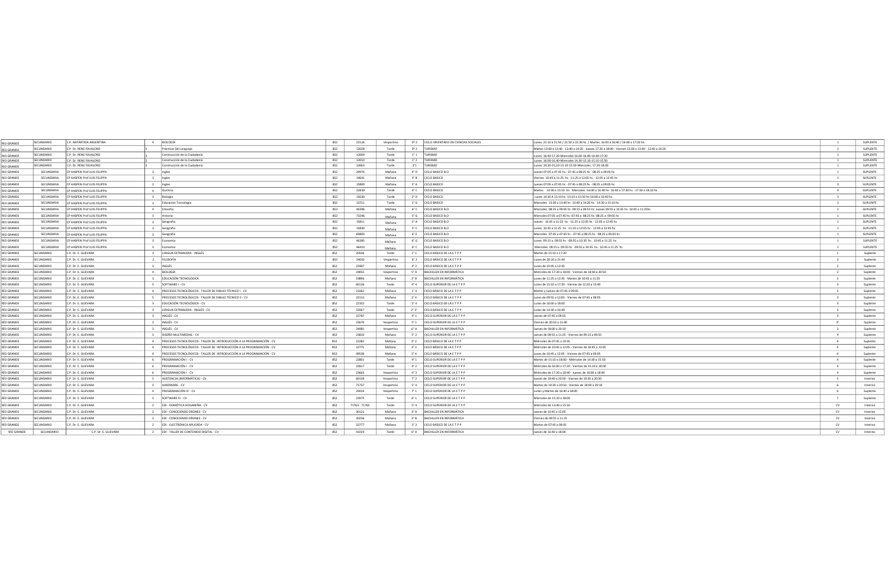| | | | | | | | | | | | | |
|---|---|---|---|---|---|---|---|---|---|---|---|---|
| RIO GRANDE | SECUNDARIO | C.P. ANTÁRTIDA ARGENTINA | 4 | BIOLOGÍA | 852 | 22126 | Vespertino | 5º 2 | CICLO ORIENTADO EN CIENCIAS SOCIALES | Lunes: 21:10 a 21:50 / 21:50 a 22:30 hs. / Martes: 16:00 a 16:40 / 16:40 a 17:20 hs. | 1 | SUPLENTE |
| RIO GRANDE | SECUNDARIO | C.P. Dr. RENE FAVALORO | 5 | Prácticas Del Lenguaje | 852 | 12028 | Tarde | 5º 2 | TURISMO | Martes 13:00 a 13:40 - 13:40 a 14:20 - Jueves 17:20 a 18:00 - Viernes 13:00 a 13:40 - 13:40 a 14:20 | 2 | SUPLENTE |
| RIO GRANDE | SECUNDARIO | C.P. Dr. RENE FAVALORO | 3 | Construcción de la Ciudadanía | 852 | 12009 | Tarde | 1º 1 | TURISMO | Lunes: 16:40-17:20-Miercoles 16:00-16:40-16:40-17:20 | 1 | SUPLENTE |
| RIO GRANDE | SECUNDARIO | C.P. Dr. RENE FAVALORO | 3 | Construcción de la Ciudadanía | 852 | 12010 | Tarde | 1º 2 | TURISMO | Lunes: 16:00-16:40-Miercoles 14:30-15:10-15:10-15:50 | 1 | SUPLENTE |
| RIO GRANDE | SECUNDARIO | C.P. Dr. RENE FAVALORO | 3 | Construcción de la Ciudadanía | 852 | 12063 | Tarde | 3º1 | TURISMO | Lunes: 14:30-15:10-15:10-15:50-Miercoles: 17:20-18:00 | 1 | SUPLENTE |
| RIO GRANDE | SECUNDARIA | CP HASPEN Prof LUIS FELIPPA | 3 | Ingles | 852 | 29976 | Mañana | 4° D | CICLO BASICO B.O | Jueves 07:05 a 07:45 hs - 07:45 a 08:25 hs - 08:25 a 09:05 hs | 1 | SUPLENTE |
| RIO GRANDE | SECUNDARIA | CP HASPEN Prof LUIS FELIPPA | 3 | Ingles | 852 | 14641 | Mañana | 3° B | CICLO BASICO | Viernes 10:45 a 11:25 hs -11:25 a 12:05 hs - 12:05 a 12:45 hs | 1 | SUPLENTE |
| RIO GRANDE | SECUNDARIA | CP HASPEN Prof LUIS FELIPPA | 3 | Ingles | 852 | 15800 | Mañana | 5° A | CICLO BASICO | Jueves 07:05 a 07:45 hs - 07:45 a 08:25 hs - 08:25 a 09:05 hs | 3 | SUPLENTE |
| RIO GRANDE | SECUNDARIA | CP HASPEN Prof LUIS FELIPPA | 4 | Quimica | 852 | 22830 | Tarde | 4° C | CICLO BASICO | Martes 14:30 a 15:10 hs - Miercoles -16:00 a 16:40 hs -16:40 a 17:20 hs -17:30 a 18:10 hs | 4 | SUPLENTE |
| RIO GRANDE | SECUNDARIA | CP HASPEN Prof LUIS FELIPPA | 3 | Biologia | 852 | 15030 | Tarde | 2° D | CICLO BASICO | Lunes 14:30 A 15:10 hs -15:10 a 15:50 hs-16:00 a 16:40 hs | 3 | SUPLENTE |
| RIO GRANDE | SECUNDARIA | CP HASPEN Prof LUIS FELIPPA | 3 | Educacion Tecnologia | 852 | 13721 | Tarde | 1° G | CICLO BASICO | Miercoles 13:00 a 13:40 hs -13:40 a 14:20 hs - 14:30 a 15:10 hs | 2 | SUPLENTE |
| RIO GRANDE | SECUNDARIA | CP HASPEN Prof LUIS FELIPPA | 4 | Filosofia | 852 | 46396 | Mañana | 6° C | CICLO BASICO B.O | Miercoles 08:25 a 09:05 hs -09:15 a 09:55 hs Jueves 09:55 a 10:35 hs -10:45 a 11:25hs | 2 | SUPLENTE |
| RIO GRANDE | SECUNDARIA | CP HASPEN Prof LUIS FELIPPA | 3 | Historia | 852 | 73246 | Mañana | 5° G | CICLO BASICO B.O | Miercoles 07:05 a 07:45 hs -07:45 a 08:25 hs -08:25 a 09:05 hs | 1 | SUPLENTE |
| RIO GRANDE | SECUNDARIA | CP HASPEN Prof LUIS FELIPPA | 3 | Geografia | 852 | 15811 | Mañana | 5° A | CICLO BASICO B.O | Jueves 10:45 a 11:25 hs -11:25 a 12:05 hs - 12:05 a 12:45 hs | 1 | SUPLENTE |
| RIO GRANDE | SECUNDARIA | CP HASPEN Prof LUIS FELIPPA | 3 | Geografia | 852 | 15830 | Mañana | 5° C | CICLO BASICO B.O | Lunes 10:45 a 11:25 hs -11:25 a 12:05 hs - 12:05 a 12:45 hs | 1 | SUPLENTE |
| RIO GRANDE | SECUNDARIA | CP HASPEN Prof LUIS FELIPPA | 3 | Geografia | 852 | 60800 | Mañana | 6° E | CICLO BASICO B.O | Miercoles 07:05 a 07:45 hs -07:45 a 08:25 hs - 08:25 a 09:05 hs | 1 | SUPLENTE |
| RIO GRANDE | SECUNDARIA | CP HASPEN Prof LUIS FELIPPA | 3 | Economia | 852 | 46385 | Mañana | 6° G | CICLO BASICO B.O | Lunes 09:15 a 09:55 hs -09:55 a 10:35 hs - 10:45 a 11:25 hs | 1 | SUPLENTE |
| RIO GRANDE | SECUNDARIA | CP HASPEN Prof LUIS FELIPPA | 3 | Economia | 852 | 46410 | Mañana | 6° C | CICLO BASICO B.O | Miercoles 09:15 a 09:55 hs -09:55 a 10:35 hs - 10:45 a 11:25 hs | 1 | SUPLENTE |
| RIO GRANDE | SECUNDARIO | C.P. Dr. E. GUEVARA | 3 | LENGUA EXTRANJERA - INGLÉS | 852 | 20546 | Tarde | 1° 1 | CICLO BÁSICO DE LA E T P P | Martes de 15:10 a 17:20 | 1 | Suplente |
| RIO GRANDE | SECUNDARIO | C.P. Dr. E. GUEVARA | 2 | FILOSOFÍA | 852 | 24002 | Vespertino | 6° 2 | CICLO BÁSICO DE LA E T P P | Lunes de 20:10 a 21:40 | 2 | Suplente |
| RIO GRANDE | SECUNDARIO | C.P. Dr. E. GUEVARA | 3 | INGLÉS | 852 | 22807 | Mañana | 4° 2 | CICLO BÁSICO DE LA E T P P | Lunes de 10:45 a 12:45 | 2 | Suplente |
| RIO GRANDE | SECUNDARIO | C.P. Dr. E. GUEVARA | 4 | BIOLOGÍA | 852 | 24855 | Vespertino | 5° A | BACHILLER EN INFORMÁTICA | Miércoles de 17:20 a 18:00 - Viernes de 18:40 a 20:50 | 2 | Suplente |
| RIO GRANDE | SECUNDARIO | C.P. Dr. E. GUEVARA | 3 | EDUCACIÓN TECNOLÓGICA | 852 | 19896 | Mañana | 2° B | BACHILLER EN INFORMÁTICA | Lunes de 11:25 a 12:45 - Martes de 10:45 a 11:25 | 2 | Suplente |
| RIO GRANDE | SECUNDARIO | C.P. Dr. E. GUEVARA | 5 | SOFTWARE I - CV | 852 | 60126 | Tarde | 4° 4 | CICLO SUPERIOR DE LA E T P P | Lunes de 15:10 a 17:20 - Viernes de 12:20 a 13:40 | 3 | Suplente |
| RIO GRANDE | SECUNDARIO | C.P. Dr. E. GUEVARA | 4 | PROCESOS TECNOLÓGICOS - TALLER DE DIBUJO TÉCNICO I - CV | 852 | 21062 | Mañana | 1° 4 | CICLO BÁSICO DE LA E T P P | Martes y Jueves de 07:45 a 09:05 | 3 | Suplente |
| RIO GRANDE | SECUNDARIO | C.P. Dr. E. GUEVARA | 5 | PROCESOS TECNOLÓGICOS - TALLER DE DIBUJO TÉCNICO II - CV | 852 | 22113 | Mañana | 2° 4 | CICLO BÁSICO DE LA E T P P | Lunes de 09:55 a 12:05 - Viernes de 07:45 a 09:05 | 3 | Suplente |
| RIO GRANDE | SECUNDARIO | C.P. Dr. E. GUEVARA | 3 | EDUCACIÓN TECNOLÓGICA - CV | 852 | 22102 | Tarde | 2° 4 | CICLO BÁSICO DE LA E T P P | Lunes de 16:00 a 18:00 | 3 | Suplente |
| RIO GRANDE | SECUNDARIO | C.P. Dr. E. GUEVARA | 3 | LENGUA EXTRANJERA - INGLÉS - CV | 852 | 22067 | Tarde | 2° 3° | CICLO BÁSICO DE LA E T P P | Lunes de 14:30 a 16:40 | 3 | Suplente |
| RIO GRANDE | SECUNDARIO | C.P. Dr. E. GUEVARA | 3 | INGLÉS - CV | 852 | 22787 | Mañana | 4° 1 | CICLO SUPERIOR DE LA E T P P | Jueves de 07:45 a 09:55 | 3 | Suplente |
| RIO GRANDE | SECUNDARIO | C.P. Dr. E. GUEVARA | 2 | INGLÉS - CV | 852 | 23670 | Vespertino | 5° L | CICLO SUPERIOR DE LA E T P P | Viernes de 20:10 a 21:40 | 3° | Suplente |
| RIO GRANDE | SECUNDARIO | C.P. Dr. E. GUEVARA | 3 | INGLÉS - CV | 852 | 24981 | Vespertino | 6° A | BACHILLER EN INFORMÁTICA | Jueves de 18:00 a 20:10 | 3 | Suplente |
| RIO GRANDE | SECUNDARIO | C.P. Dr. E. GUEVARA | 3 | DISEÑO MULTIMEDIAL - CV | 852 | 23833 | Mañana | 5° 2 | CICLO SUPERIOR DE LA E T P P | Jueves de 09:55 a 11:25 - Viernes de 09:15 a 09:55 | 4 | Suplente |
| RIO GRANDE | SECUNDARIO | C.P. Dr. E. GUEVARA | 4 | PROCESOS TECNOLÓGICOS - TALLER DE INTRODUCCIÓN A LA PROGRAMACIÓN - CV | 852 | 22282 | Mañana | 3° 2 | CICLO BÁSICO DE LA E T P P | Miércoles de 07:45 a 10:35 | 4 | Suplente |
| RIO GRANDE | SECUNDARIO | C.P. Dr. E. GUEVARA | 4 | PROCESOS TECNOLÓGICOS - TALLER DE INTRODUCCIÓN A LA PROGRAMACIÓN - CV | 852 | 22775 | Mañana | 3° 3 | CICLO BÁSICO DE LA E T P P | Miércoles de 10:45 a 12:05 - Viernes de 10:45 a 12:05 | 4 | Suplente |
| RIO GRANDE | SECUNDARIO | C.P. Dr. E. GUEVARA | 4 | PROCESOS TECNOLÓGICOS - TALLER DE INTRODUCCIÓN A LA PROGRAMACIÓN - CV | 852 | 49538 | Mañana | 3° 4 | CICLO BÁSICO DE LA E T P P | Lunes de 10:45 a 12:05 - Viernes de 07:45 a 09:05 | 4 | Suplente |
| RIO GRANDE | SECUNDARIO | C.P. Dr. E. GUEVARA | 6 | PROGRAMACIÓN I - CV | 852 | 22801 | Tarde | 4° 1 | CICLO SUPERIOR DE LA E T P P | Martes de 15:10 a 18:00 - Miércoles de 14:30 a 15:50 | 4 | Suplente |
| RIO GRANDE | SECUNDARIO | C.P. Dr. E. GUEVARA | 6 | PROGRAMACIÓN I - CV | 852 | 22817 | Tarde | 4° 2 | CICLO SUPERIOR DE LA E T P P | Miércoles de 16:00 a 17:20 - Viernes de 15:10 a 18:00 | 4 | Suplente |
| RIO GRANDE | SECUNDARIO | C.P. Dr. E. GUEVARA | 6 | PROGRAMACIÓN I - CV | 852 | 23665 | Vespertino | 4° 3 | CICLO SUPERIOR DE LA E T P P | Miércoles de 17:20 a 18:40 - Jueves de 16:00 a 18:40 | 4 | Suplente |
| RIO GRANDE | SECUNDARIO | C.P. Dr. E. GUEVARA | 5 | ASISTENCIA (INFORMÁTICA) - CV | 852 | 60139 | Vespertino | 7° 2 | CICLO SUPERIOR DE LA E T P P | Jueves de 18:40 a 20:50 - Viernes de 19:30 a 20:50 | 5 | Interino |
| RIO GRANDE | SECUNDARIO | C.P. Dr. E. GUEVARA | 5 | HARDWARE - CV | 852 | 71757 | Vespertino | 5° 4 | CICLO SUPERIOR DE LA E T P P | Martes de 19:30 a 20:50 - Viernes de 18:00 a 20:10 | 6 | Interino |
| RIO GRANDE | SECUNDARIO | C.P. Dr. E. GUEVARA | 4 | PROGRAMACIÓN IV - CV | 852 | 24016 | Vespertino | 7° L | CICLO SUPERIOR DE LA E T P P | Lunes y Martes de 16:40 a 18:00 | 6 | Suplente |
| RIO GRANDE | SECUNDARIO | C.P. Dr. E. GUEVARA | 5 | SOFTWARE III - CV | 852 | 23975 | Tarde | 6° 1 | CICLO SUPERIOR DE LA E T P P | Miércoles de 15:10 a 18:00 | 7 | Suplente |
| RIO GRANDE | SECUNDARIO | C.P. Dr. E. GUEVARA | 2 | EDI - DOMÓTICA HOGAREÑA - CV | 852 | 71763 - 71765 | Tarde | 5° 4 | CICLO SUPERIOR DE LA E T P P | Miércoles de 13:40 a 15:10 | CV | Interino |
| RIO GRANDE | SECUNDARIO | C.P. Dr. E. GUEVARA | 2 | EDI - CONOCIENDO DRONES - CV | 852 | 30121 | Mañana | 3° A | BACHILLER EN INFORMÁTICA | Jueves de 10:45 a 12:05 | CV | Interino |
| RIO GRANDE | SECUNDARIO | C.P. Dr. E. GUEVARA | 2 | EDI - CONOCIENDO DRONES - CV | 852 | 20256 | Mañana | 3° B | BACHILLER EN INFORMÁTICA | Viernes de 09:55 a 11:25 | CV | Interino |
| RIO GRANDE | SECUNDARIO | C.P. Dr. E. GUEVARA | 2 | EDI - ELECTRÓNICA APLICADA - CV | 852 | 22777 | Mañana | 3° 3 | CICLO BÁSICO DE LA E T P P | Martes de 07:45 a 09:05 | CV | Interino |
| RIO GRANDE | SECUNDARIO | C.P. Dr. E. GUEVARA | 2 | EDI - TALLER DE CONTENIDO DIGITAL - CV | 852 | 41019 | Tarde | 6° A | BACHILLER EN INFORMÁTICA | Jueves de 16:40 a 18:00 | CV | Interino |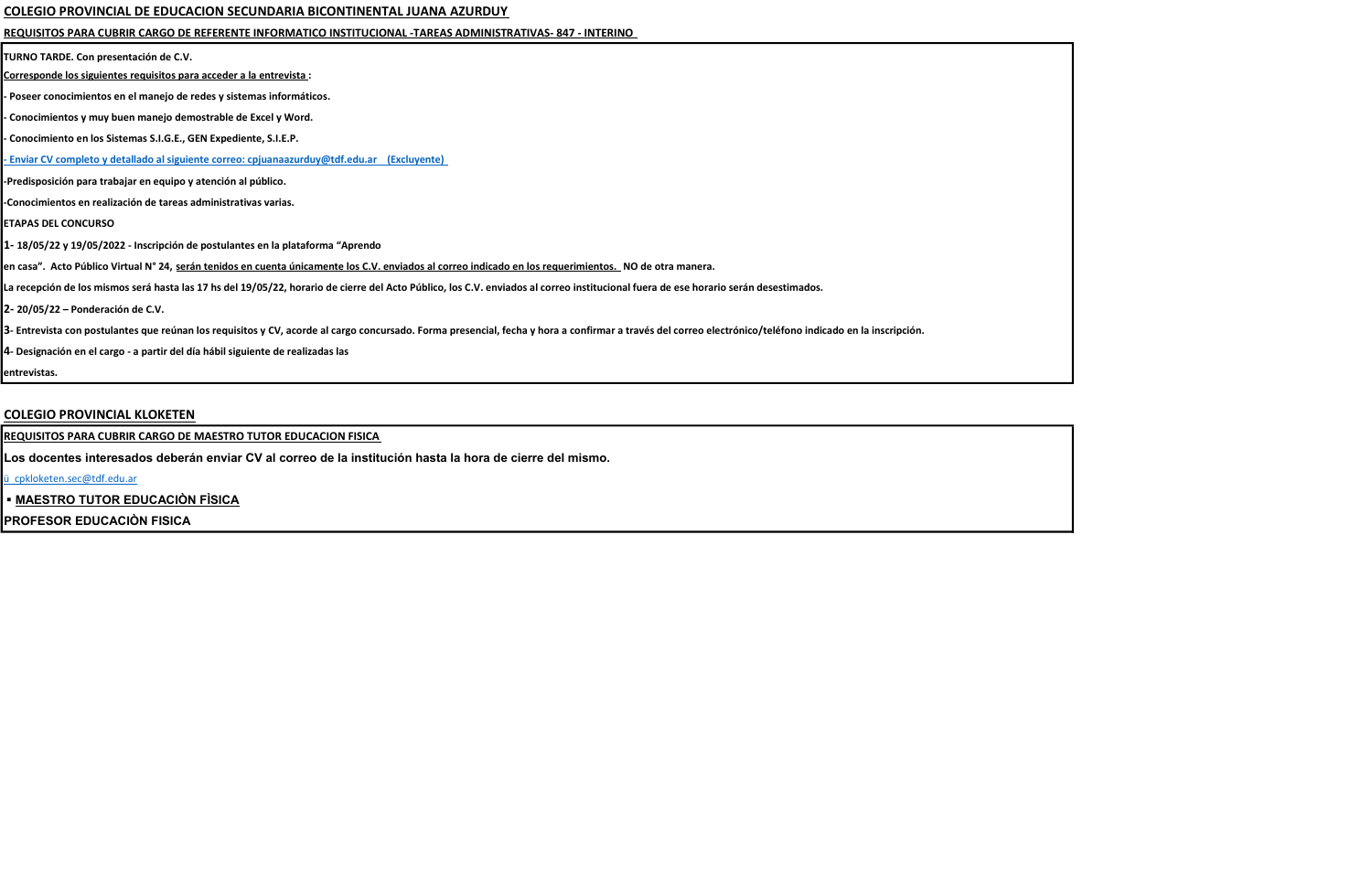## COLEGIO PROVINCIAL DE EDUCACION SECUNDARIA BICONTINENTAL JUANA AZURDUY

**REQUISITOS PARA CUBRIR CARGO DE REFERENTE INFORMATICO INSTITUCIONAL -TAREAS ADMINISTRATIVAS- 847 - INTERINO**

**TURNO TARDE. Con presentación de C.V.**

**Corresponde los siguientes requisitos para acceder a la entrevista :**

**- Poseer conocimientos en el manejo de redes y sistemas informáticos.**

**- Conocimientos y muy buen manejo demostrable de Excel y Word.**

**- Conocimiento en los Sistemas S.I.G.E., GEN Expediente, S.I.E.P.**

**- Enviar CV completo y detallado al siguiente correo: cpjuanaazurduy@tdf.edu.ar (Excluyente)**

**-Predisposición para trabajar en equipo y atención al público.**

**-Conocimientos en realización de tareas administrativas varias.**

**ETAPAS DEL CONCURSO**

**1- 18/05/22 y 19/05/2022 - Inscripción de postulantes en la plataforma "Aprendo en casa". Acto Público Virtual N° 24, serán tenidos en cuenta únicamente los C.V. enviados al correo indicado en los requerimientos. NO de otra manera.**

**La recepción de los mismos será hasta las 17 hs del 19/05/22, horario de cierre del Acto Público, los C.V. enviados al correo institucional fuera de ese horario serán desestimados.**

**2- 20/05/22 – Ponderación de C.V.**

**3- Entrevista con postulantes que reúnan los requisitos y CV, acorde al cargo concursado. Forma presencial, fecha y hora a confirmar a través del correo electrónico/teléfono indicado en la inscripción.**

**4- Designación en el cargo - a partir del día hábil siguiente de realizadas las entrevistas.**

## COLEGIO PROVINCIAL KLOKETEN

**REQUISITOS PARA CUBRIR CARGO DE MAESTRO TUTOR EDUCACION FISICA**

**Los docentes interesados deberán enviar CV al correo de la institución hasta la hora de cierre del mismo.**

ü cpkloketen.sec@tdf.edu.ar

- **MAESTRO TUTOR EDUCACIÒN FÌSICA**

**PROFESOR EDUCACIÒN FISICA**